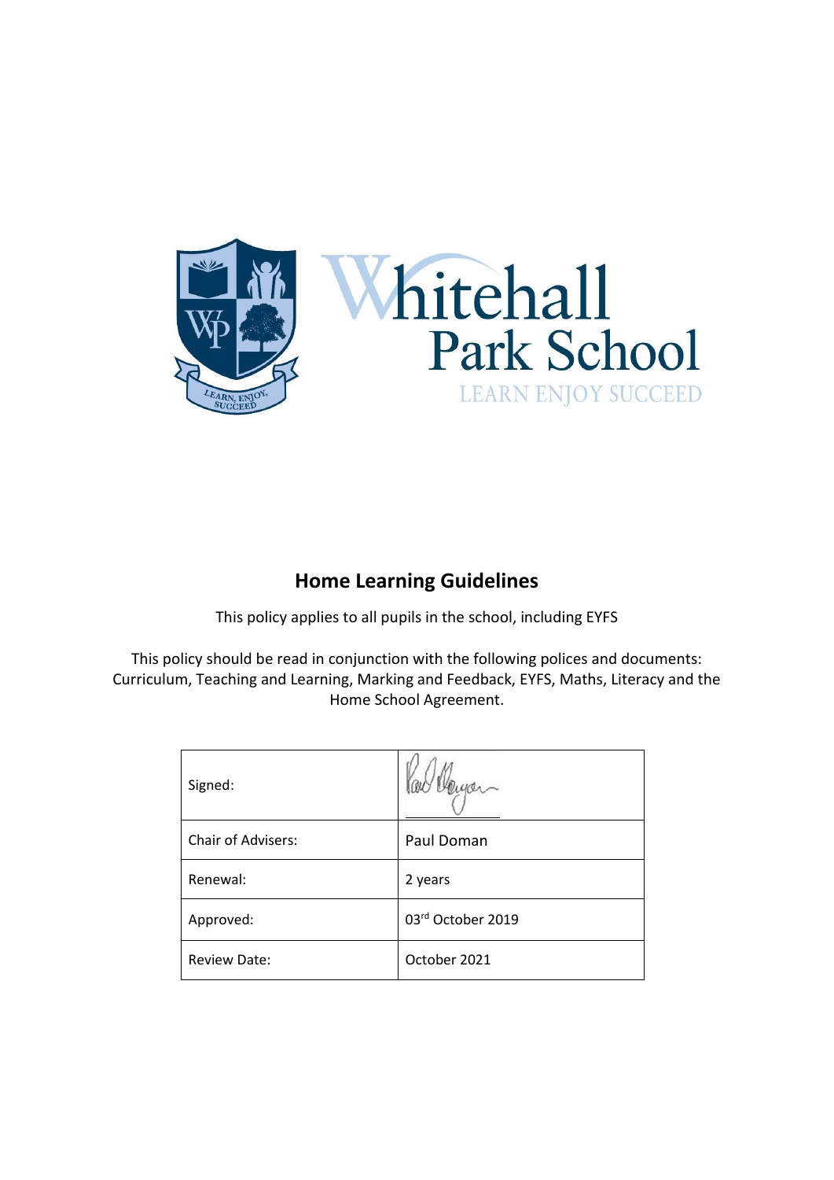Whitehall Park School

LEARN ENJOY SUCCEED

# Home Learning Guidelines

This policy applies to all pupils in the school, including EYFS

This policy should be read in conjunction with the following polices and documents: Curriculum, Teaching and Learning, Marking and Feedback, EYFS, Maths, Literacy and the Home School Agreement.

| Signed: | |
|---|---|
| Chair of Advisers: | Paul Doman |
| Renewal: | 2 years |
| Approved: | 03rd October 2019 |
| Review Date: | October 2021 |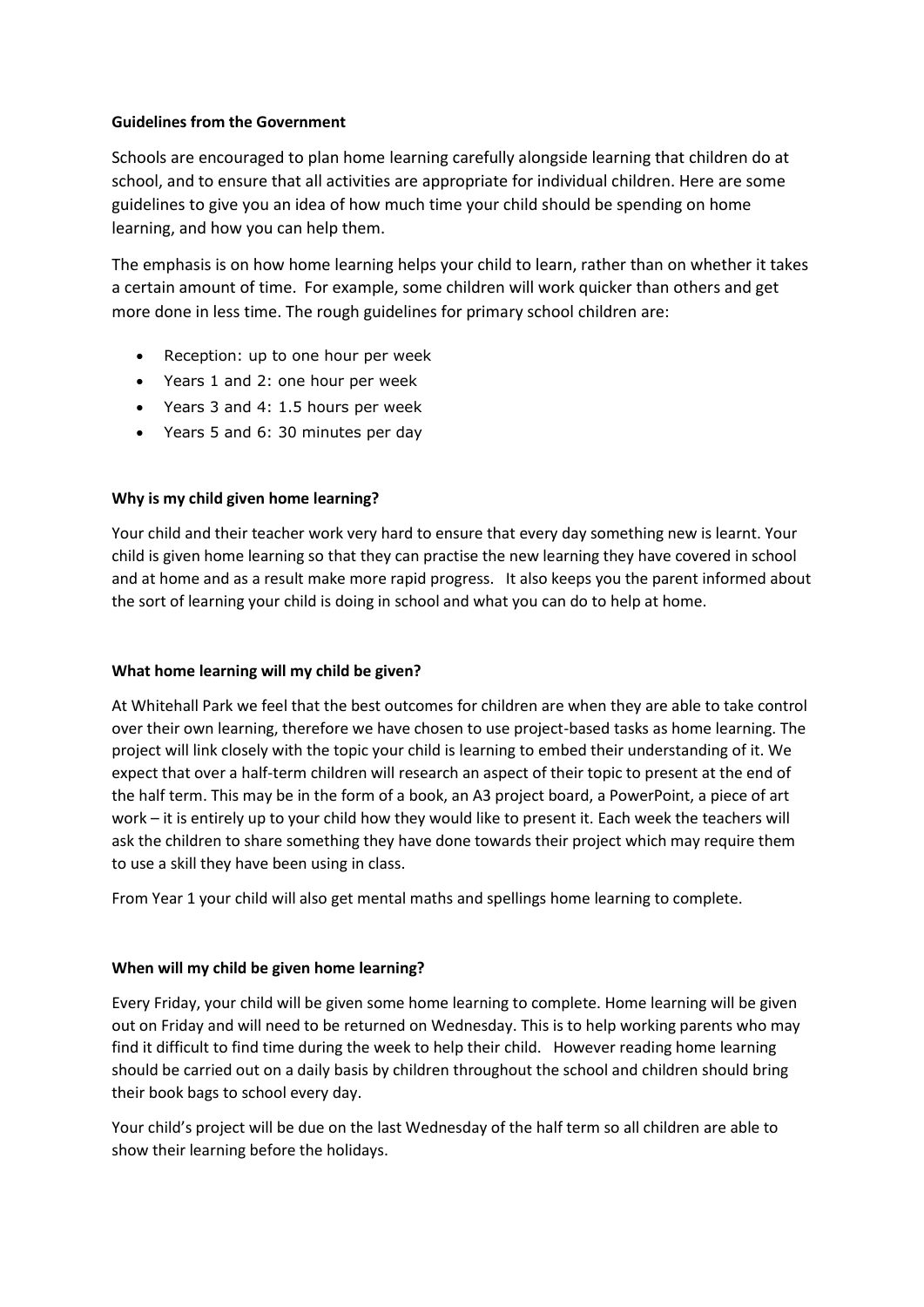**Guidelines from the Government**

Schools are encouraged to plan home learning carefully alongside learning that children do at school, and to ensure that all activities are appropriate for individual children. Here are some guidelines to give you an idea of how much time your child should be spending on home learning, and how you can help them.

The emphasis is on how home learning helps your child to learn, rather than on whether it takes a certain amount of time. For example, some children will work quicker than others and get more done in less time. The rough guidelines for primary school children are:

- Reception: up to one hour per week
- Years 1 and 2: one hour per week
- Years 3 and 4: 1.5 hours per week
- Years 5 and 6: 30 minutes per day

**Why is my child given home learning?**

Your child and their teacher work very hard to ensure that every day something new is learnt. Your child is given home learning so that they can practise the new learning they have covered in school and at home and as a result make more rapid progress. It also keeps you the parent informed about the sort of learning your child is doing in school and what you can do to help at home.

**What home learning will my child be given?**

At Whitehall Park we feel that the best outcomes for children are when they are able to take control over their own learning, therefore we have chosen to use project-based tasks as home learning. The project will link closely with the topic your child is learning to embed their understanding of it. We expect that over a half-term children will research an aspect of their topic to present at the end of the half term. This may be in the form of a book, an A3 project board, a PowerPoint, a piece of art work – it is entirely up to your child how they would like to present it. Each week the teachers will ask the children to share something they have done towards their project which may require them to use a skill they have been using in class.

From Year 1 your child will also get mental maths and spellings home learning to complete.

**When will my child be given home learning?**

Every Friday, your child will be given some home learning to complete. Home learning will be given out on Friday and will need to be returned on Wednesday. This is to help working parents who may find it difficult to find time during the week to help their child. However reading home learning should be carried out on a daily basis by children throughout the school and children should bring their book bags to school every day.

Your child's project will be due on the last Wednesday of the half term so all children are able to show their learning before the holidays.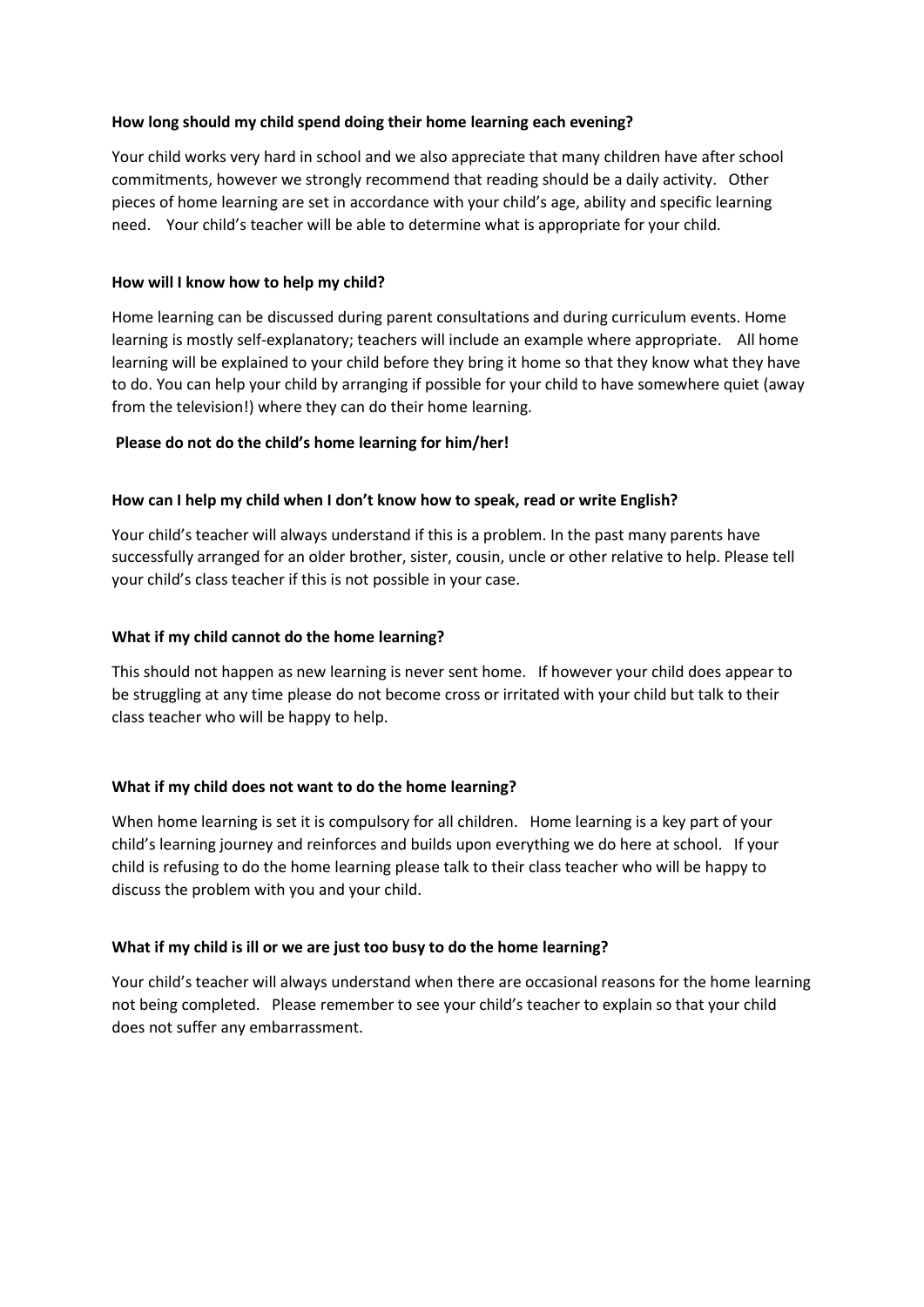**How long should my child spend doing their home learning each evening?**

Your child works very hard in school and we also appreciate that many children have after school commitments, however we strongly recommend that reading should be a daily activity. Other pieces of home learning are set in accordance with your child's age, ability and specific learning need. Your child's teacher will be able to determine what is appropriate for your child.

**How will I know how to help my child?**

Home learning can be discussed during parent consultations and during curriculum events. Home learning is mostly self-explanatory; teachers will include an example where appropriate. All home learning will be explained to your child before they bring it home so that they know what they have to do. You can help your child by arranging if possible for your child to have somewhere quiet (away from the television!) where they can do their home learning.

**Please do not do the child's home learning for him/her!**

**How can I help my child when I don't know how to speak, read or write English?**

Your child's teacher will always understand if this is a problem. In the past many parents have successfully arranged for an older brother, sister, cousin, uncle or other relative to help. Please tell your child's class teacher if this is not possible in your case.

**What if my child cannot do the home learning?**

This should not happen as new learning is never sent home. If however your child does appear to be struggling at any time please do not become cross or irritated with your child but talk to their class teacher who will be happy to help.

**What if my child does not want to do the home learning?**

When home learning is set it is compulsory for all children. Home learning is a key part of your child's learning journey and reinforces and builds upon everything we do here at school. If your child is refusing to do the home learning please talk to their class teacher who will be happy to discuss the problem with you and your child.

**What if my child is ill or we are just too busy to do the home learning?**

Your child's teacher will always understand when there are occasional reasons for the home learning not being completed. Please remember to see your child's teacher to explain so that your child does not suffer any embarrassment.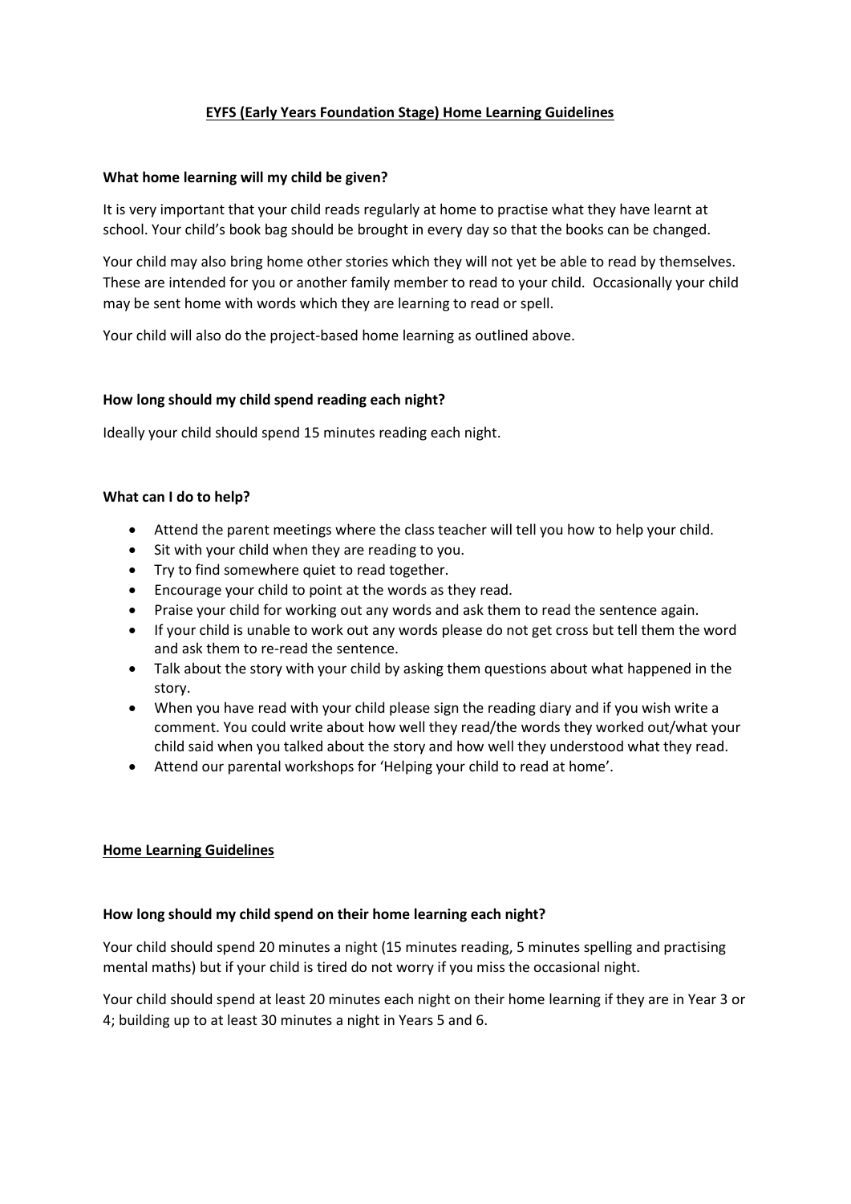# EYFS (Early Years Foundation Stage) Home Learning Guidelines

**What home learning will my child be given?**

It is very important that your child reads regularly at home to practise what they have learnt at school. Your child's book bag should be brought in every day so that the books can be changed.

Your child may also bring home other stories which they will not yet be able to read by themselves. These are intended for you or another family member to read to your child. Occasionally your child may be sent home with words which they are learning to read or spell.

Your child will also do the project-based home learning as outlined above.

**How long should my child spend reading each night?**

Ideally your child should spend 15 minutes reading each night.

**What can I do to help?**

- Attend the parent meetings where the class teacher will tell you how to help your child.
- Sit with your child when they are reading to you.
- Try to find somewhere quiet to read together.
- Encourage your child to point at the words as they read.
- Praise your child for working out any words and ask them to read the sentence again.
- If your child is unable to work out any words please do not get cross but tell them the word and ask them to re-read the sentence.
- Talk about the story with your child by asking them questions about what happened in the story.
- When you have read with your child please sign the reading diary and if you wish write a comment. You could write about how well they read/the words they worked out/what your child said when you talked about the story and how well they understood what they read.
- Attend our parental workshops for 'Helping your child to read at home'.

## Home Learning Guidelines

**How long should my child spend on their home learning each night?**

Your child should spend 20 minutes a night (15 minutes reading, 5 minutes spelling and practising mental maths) but if your child is tired do not worry if you miss the occasional night.

Your child should spend at least 20 minutes each night on their home learning if they are in Year 3 or 4; building up to at least 30 minutes a night in Years 5 and 6.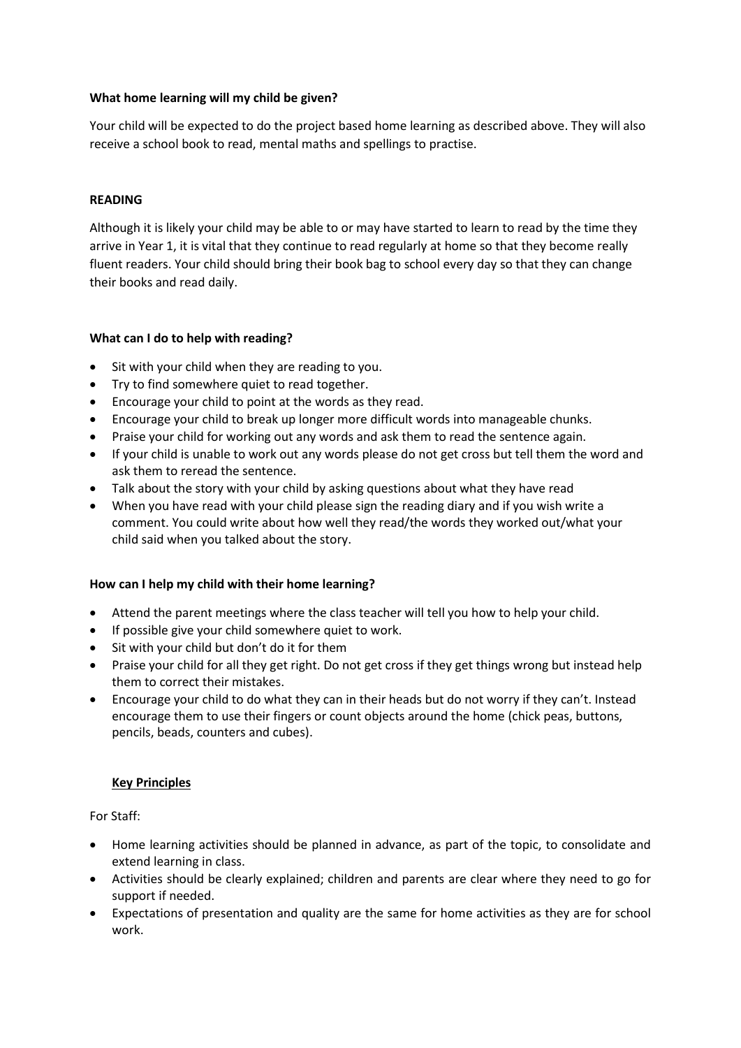**What home learning will my child be given?**

Your child will be expected to do the project based home learning as described above. They will also receive a school book to read, mental maths and spellings to practise.

**READING**

Although it is likely your child may be able to or may have started to learn to read by the time they arrive in Year 1, it is vital that they continue to read regularly at home so that they become really fluent readers. Your child should bring their book bag to school every day so that they can change their books and read daily.

**What can I do to help with reading?**

- Sit with your child when they are reading to you.
- Try to find somewhere quiet to read together.
- Encourage your child to point at the words as they read.
- Encourage your child to break up longer more difficult words into manageable chunks.
- Praise your child for working out any words and ask them to read the sentence again.
- If your child is unable to work out any words please do not get cross but tell them the word and ask them to reread the sentence.
- Talk about the story with your child by asking questions about what they have read
- When you have read with your child please sign the reading diary and if you wish write a comment. You could write about how well they read/the words they worked out/what your child said when you talked about the story.

**How can I help my child with their home learning?**

- Attend the parent meetings where the class teacher will tell you how to help your child.
- If possible give your child somewhere quiet to work.
- Sit with your child but don't do it for them
- Praise your child for all they get right. Do not get cross if they get things wrong but instead help them to correct their mistakes.
- Encourage your child to do what they can in their heads but do not worry if they can't. Instead encourage them to use their fingers or count objects around the home (chick peas, buttons, pencils, beads, counters and cubes).

**Key Principles**

For Staff:

- Home learning activities should be planned in advance, as part of the topic, to consolidate and extend learning in class.
- Activities should be clearly explained; children and parents are clear where they need to go for support if needed.
- Expectations of presentation and quality are the same for home activities as they are for school work.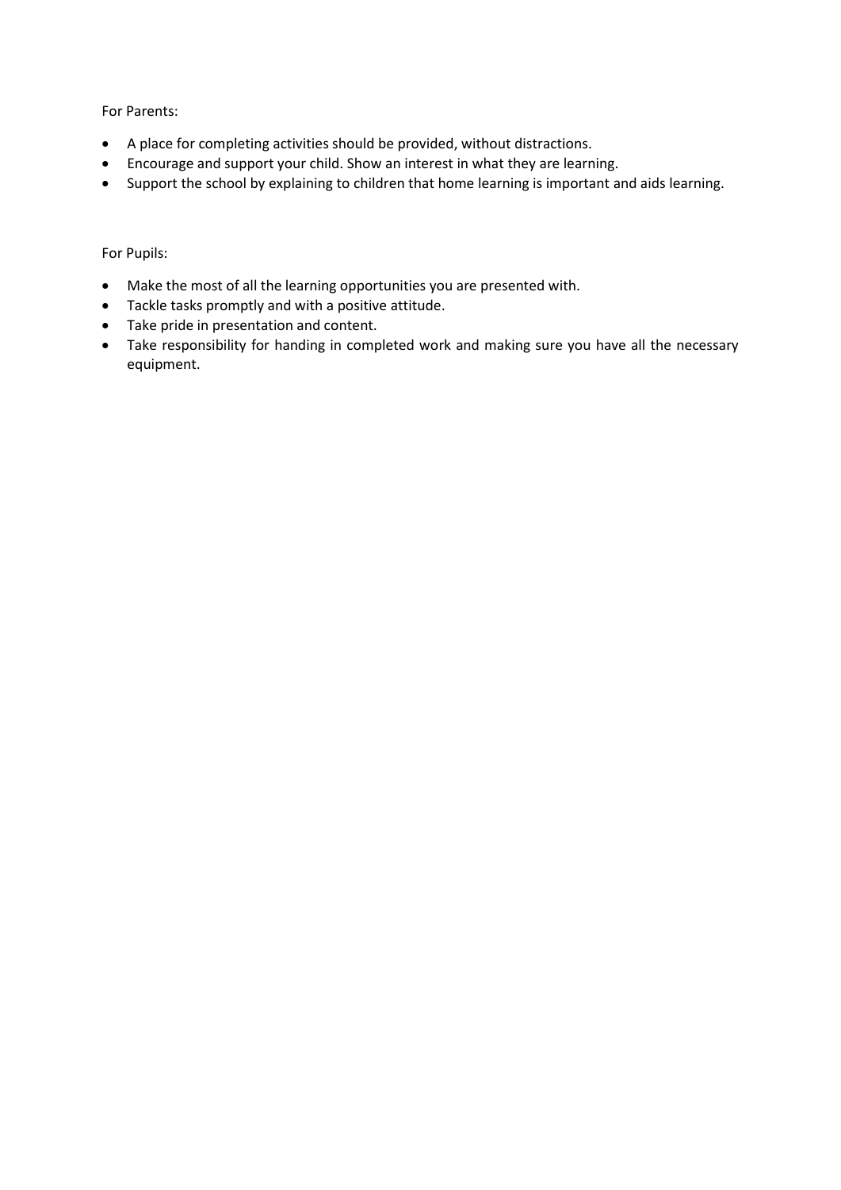For Parents:

- A place for completing activities should be provided, without distractions.
- Encourage and support your child. Show an interest in what they are learning.
- Support the school by explaining to children that home learning is important and aids learning.

For Pupils:

- Make the most of all the learning opportunities you are presented with.
- Tackle tasks promptly and with a positive attitude.
- Take pride in presentation and content.
- Take responsibility for handing in completed work and making sure you have all the necessary equipment.